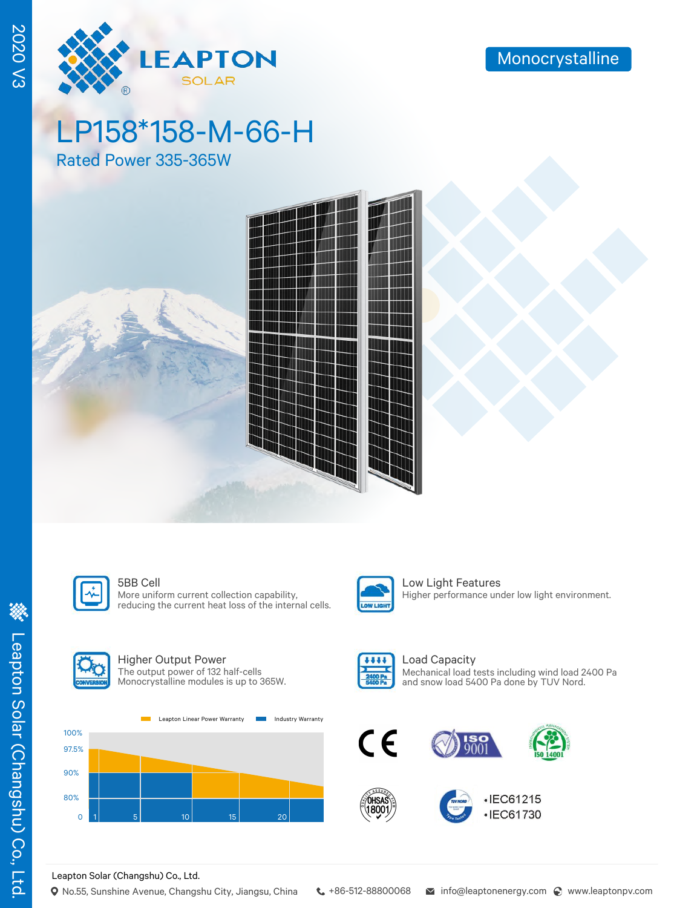2020 V3

LEAPTON SOLAR

Monocrystalline

# LP158*158-M-66-H

## Rated Power 335-365W

### 5BB Cell
More uniform current collection capability, reducing the current heat loss of the internal cells.

### Low Light Features
Higher performance under low light environment.

### Higher Output Power
The output power of 132 half-cells Monocrystalline modules is up to 365W.

### Load Capacity
Mechanical load tests including wind load 2400 Pa and snow load 5400 Pa done by TUV Nord.

Leapton Linear Power Warranty
Industry Warranty

100%
97.5%
90%
80%
0
1
5
10
15
20

- IEC61215
- IEC61730

Leapton Solar (Changshu) Co., Ltd.

No.55, Sunshine Avenue, Changshu City, Jiangsu, China
+86-512-88800068
info@leaptonenergy.com
www.leaptonpv.com

Leapton Solar (Changshu) Co., Ltd.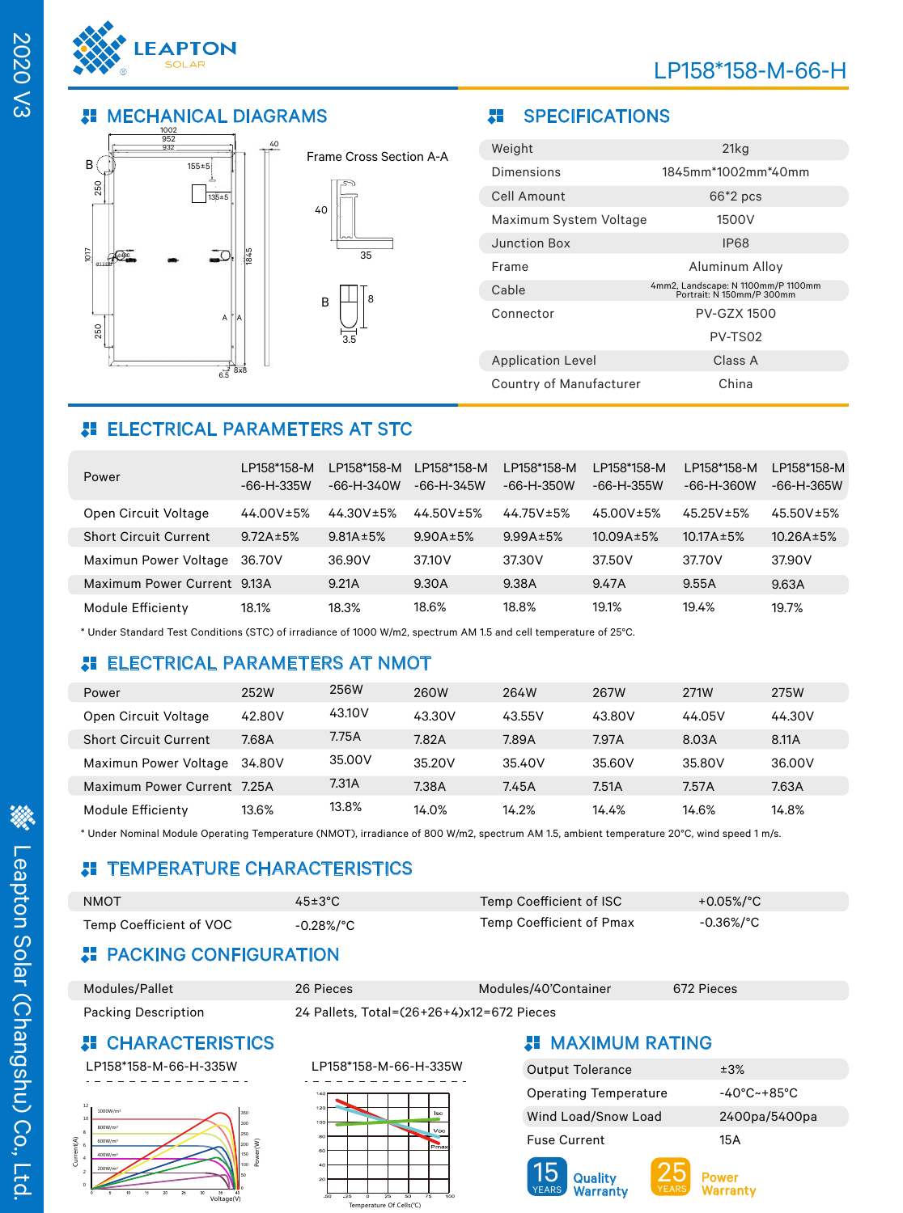LEAPTON SOLAR

# LP158*158-M-66-H

2020 V3

## MECHANICAL DIAGRAMS

1002
952
932
40
B
155±5
135±5
250
1017
1845
250
A A
6.5
8x8
Frame Cross Section A-A
40
35
B
8
3.5

## SPECIFICATIONS

| | |
|---|---|
| Weight | 21kg |
| Dimensions | 1845mm*1002mm*40mm |
| Cell Amount | 66*2 pcs |
| Maximum System Voltage | 1500V |
| Junction Box | IP68 |
| Frame | Aluminum Alloy |
| Cable | 4mm2, Landscape: N 1100mm/P 1100mm Portrait: N 150mm/P 300mm |
| Connector | PV-GZX 1500 PV-TS02 |
| Application Level | Class A |
| Country of Manufacturer | China |

## ELECTRICAL PARAMETERS AT STC

| Power | LP158*158-M -66-H-335W | LP158*158-M -66-H-340W | LP158*158-M -66-H-345W | LP158*158-M -66-H-350W | LP158*158-M -66-H-355W | LP158*158-M -66-H-360W | LP158*158-M -66-H-365W |
|---|---|---|---|---|---|---|---|
| Open Circuit Voltage | 44.00V±5% | 44.30V±5% | 44.50V±5% | 44.75V±5% | 45.00V±5% | 45.25V±5% | 45.50V±5% |
| Short Circuit Current | 9.72A±5% | 9.81A±5% | 9.90A±5% | 9.99A±5% | 10.09A±5% | 10.17A±5% | 10.26A±5% |
| Maximun Power Voltage | 36.70V | 36.90V | 37.10V | 37.30V | 37.50V | 37.70V | 37.90V |
| Maximum Power Current | 9.13A | 9.21A | 9.30A | 9.38A | 9.47A | 9.55A | 9.63A |
| Module Efficienty | 18.1% | 18.3% | 18.6% | 18.8% | 19.1% | 19.4% | 19.7% |

* Under Standard Test Conditions (STC) of irradiance of 1000 W/m2, spectrum AM 1.5 and cell temperature of 25°C.

## ELECTRICAL PARAMETERS AT NMOT

| Power | 252W | 256W | 260W | 264W | 267W | 271W | 275W |
|---|---|---|---|---|---|---|---|
| Open Circuit Voltage | 42.80V | 43.10V | 43.30V | 43.55V | 43.80V | 44.05V | 44.30V |
| Short Circuit Current | 7.68A | 7.75A | 7.82A | 7.89A | 7.97A | 8.03A | 8.11A |
| Maximun Power Voltage | 34.80V | 35.00V | 35.20V | 35.40V | 35.60V | 35.80V | 36.00V |
| Maximum Power Current | 7.25A | 7.31A | 7.38A | 7.45A | 7.51A | 7.57A | 7.63A |
| Module Efficienty | 13.6% | 13.8% | 14.0% | 14.2% | 14.4% | 14.6% | 14.8% |

* Under Nominal Module Operating Temperature (NMOT), irradiance of 800 W/m2, spectrum AM 1.5, ambient temperature 20°C, wind speed 1 m/s.

## TEMPERATURE CHARACTERISTICS

| | | | |
|---|---|---|---|
| NMOT | 45±3°C | Temp Coefficient of ISC | +0.05%/°C |
| Temp Coefficient of VOC | -0.28%/°C | Temp Coefficient of Pmax | -0.36%/°C |

## PACKING CONFIGURATION

| | | | |
|---|---|---|---|
| Modules/Pallet | 26 Pieces | Modules/40'Container | 672 Pieces |
| Packing Description | 24 Pallets, Total=(26+26+4)x12=672 Pieces | | |

## CHARACTERISTICS

LP158*158-M-66-H-335W

1000W/m²
800W/m²
600W/m²
400W/m²
200W/m²
Current(A)
Power(W)
Voltage(V)

LP158*158-M-66-H-335W

Isc
Voc
Pmax
Temperature Of Cells(°C)

## MAXIMUM RATING

| | |
|---|---|
| Output Tolerance | ±3% |
| Operating Temperature | -40°C~+85°C |
| Wind Load/Snow Load | 2400pa/5400pa |
| Fuse Current | 15A |

15 YEARS Quality Warranty

25 YEARS Power Warranty

Leapton Solar (Changshu) Co., Ltd.